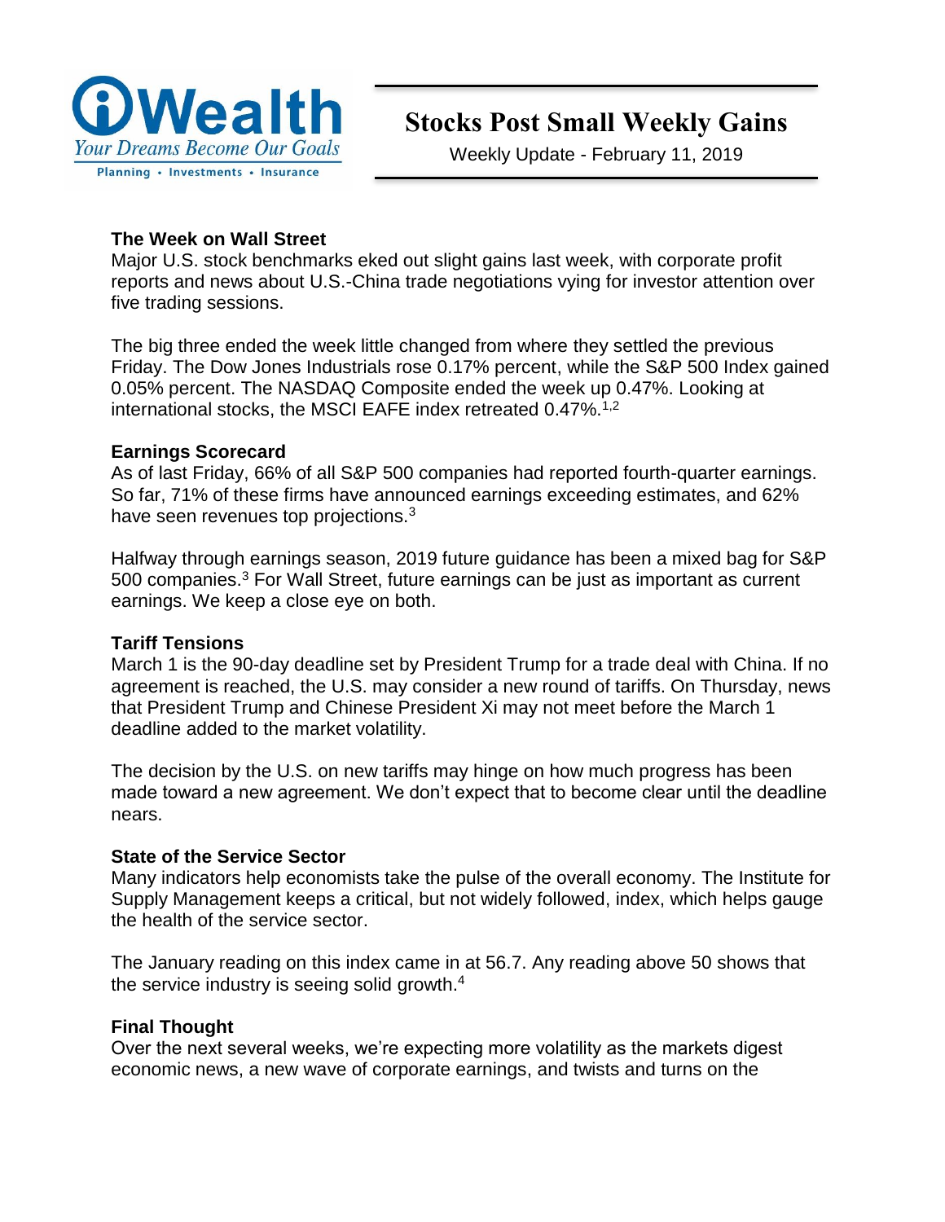iWealth
*Your Dreams Become Our Goals*
Planning • Investments • Insurance

# Stocks Post Small Weekly Gains

Weekly Update - February 11, 2019

**The Week on Wall Street**
Major U.S. stock benchmarks eked out slight gains last week, with corporate profit reports and news about U.S.-China trade negotiations vying for investor attention over five trading sessions.

The big three ended the week little changed from where they settled the previous Friday. The Dow Jones Industrials rose 0.17% percent, while the S&P 500 Index gained 0.05% percent. The NASDAQ Composite ended the week up 0.47%. Looking at international stocks, the MSCI EAFE index retreated 0.47%.[1,2]

**Earnings Scorecard**
As of last Friday, 66% of all S&P 500 companies had reported fourth-quarter earnings. So far, 71% of these firms have announced earnings exceeding estimates, and 62% have seen revenues top projections.[3]

Halfway through earnings season, 2019 future guidance has been a mixed bag for S&P 500 companies.[3] For Wall Street, future earnings can be just as important as current earnings. We keep a close eye on both.

**Tariff Tensions**
March 1 is the 90-day deadline set by President Trump for a trade deal with China. If no agreement is reached, the U.S. may consider a new round of tariffs. On Thursday, news that President Trump and Chinese President Xi may not meet before the March 1 deadline added to the market volatility.

The decision by the U.S. on new tariffs may hinge on how much progress has been made toward a new agreement. We don't expect that to become clear until the deadline nears.

**State of the Service Sector**
Many indicators help economists take the pulse of the overall economy. The Institute for Supply Management keeps a critical, but not widely followed, index, which helps gauge the health of the service sector.

The January reading on this index came in at 56.7. Any reading above 50 shows that the service industry is seeing solid growth.[4]

**Final Thought**
Over the next several weeks, we're expecting more volatility as the markets digest economic news, a new wave of corporate earnings, and twists and turns on the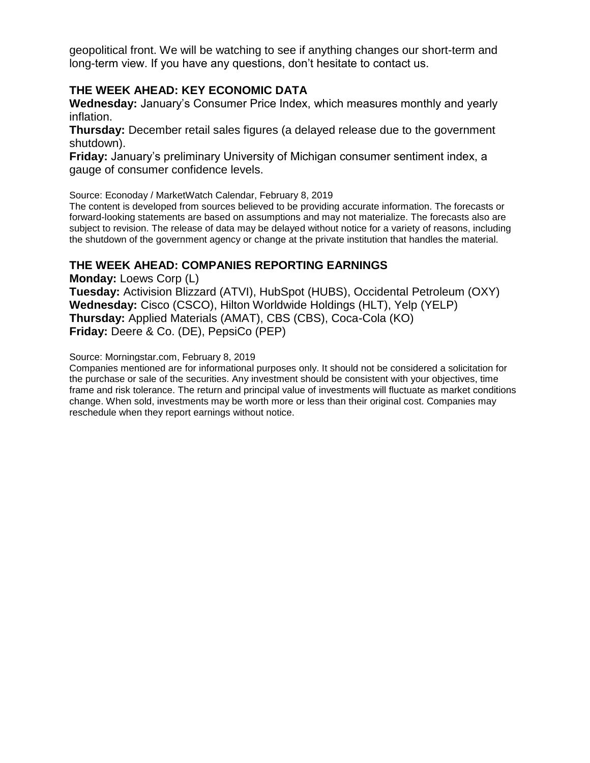geopolitical front. We will be watching to see if anything changes our short-term and long-term view. If you have any questions, don't hesitate to contact us.

### THE WEEK AHEAD: KEY ECONOMIC DATA

**Wednesday:** January's Consumer Price Index, which measures monthly and yearly inflation.

**Thursday:** December retail sales figures (a delayed release due to the government shutdown).

**Friday:** January's preliminary University of Michigan consumer sentiment index, a gauge of consumer confidence levels.

Source: Econoday / MarketWatch Calendar, February 8, 2019

The content is developed from sources believed to be providing accurate information. The forecasts or forward-looking statements are based on assumptions and may not materialize. The forecasts also are subject to revision. The release of data may be delayed without notice for a variety of reasons, including the shutdown of the government agency or change at the private institution that handles the material.

### THE WEEK AHEAD: COMPANIES REPORTING EARNINGS

**Monday:** Loews Corp (L)

**Tuesday:** Activision Blizzard (ATVI), HubSpot (HUBS), Occidental Petroleum (OXY)

**Wednesday:** Cisco (CSCO), Hilton Worldwide Holdings (HLT), Yelp (YELP)

**Thursday:** Applied Materials (AMAT), CBS (CBS), Coca-Cola (KO)

**Friday:** Deere & Co. (DE), PepsiCo (PEP)

Source: Morningstar.com, February 8, 2019

Companies mentioned are for informational purposes only. It should not be considered a solicitation for the purchase or sale of the securities. Any investment should be consistent with your objectives, time frame and risk tolerance. The return and principal value of investments will fluctuate as market conditions change. When sold, investments may be worth more or less than their original cost. Companies may reschedule when they report earnings without notice.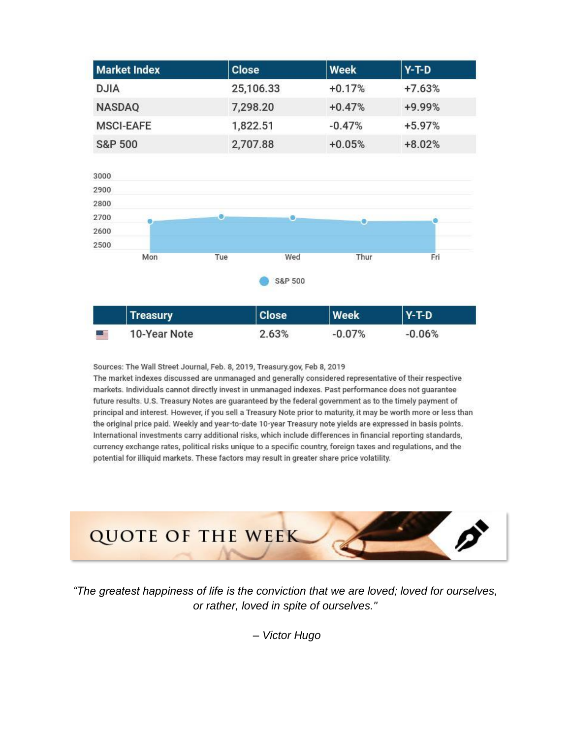| Market Index | Close | Week | Y-T-D |
| --- | --- | --- | --- |
| DJIA | 25,106.33 | +0.17% | +7.63% |
| NASDAQ | 7,298.20 | +0.47% | +9.99% |
| MSCI-EAFE | 1,822.51 | -0.47% | +5.97% |
| S&P 500 | 2,707.88 | +0.05% | +8.02% |

| | Treasury | Close | Week | Y-T-D |
| --- | --- | --- | --- | --- |
| | 10-Year Note | 2.63% | -0.07% | -0.06% |

Sources: The Wall Street Journal, Feb. 8, 2019, Treasury.gov, Feb 8, 2019

The market indexes discussed are unmanaged and generally considered representative of their respective markets. Individuals cannot directly invest in unmanaged indexes. Past performance does not guarantee future results. U.S. Treasury Notes are guaranteed by the federal government as to the timely payment of principal and interest. However, if you sell a Treasury Note prior to maturity, it may be worth more or less than the original price paid. Weekly and year-to-date 10-year Treasury note yields are expressed in basis points. International investments carry additional risks, which include differences in financial reporting standards, currency exchange rates, political risks unique to a specific country, foreign taxes and regulations, and the potential for illiquid markets. These factors may result in greater share price volatility.

## QUOTE OF THE WEEK

*"The greatest happiness of life is the conviction that we are loved; loved for ourselves, or rather, loved in spite of ourselves."*

*– Victor Hugo*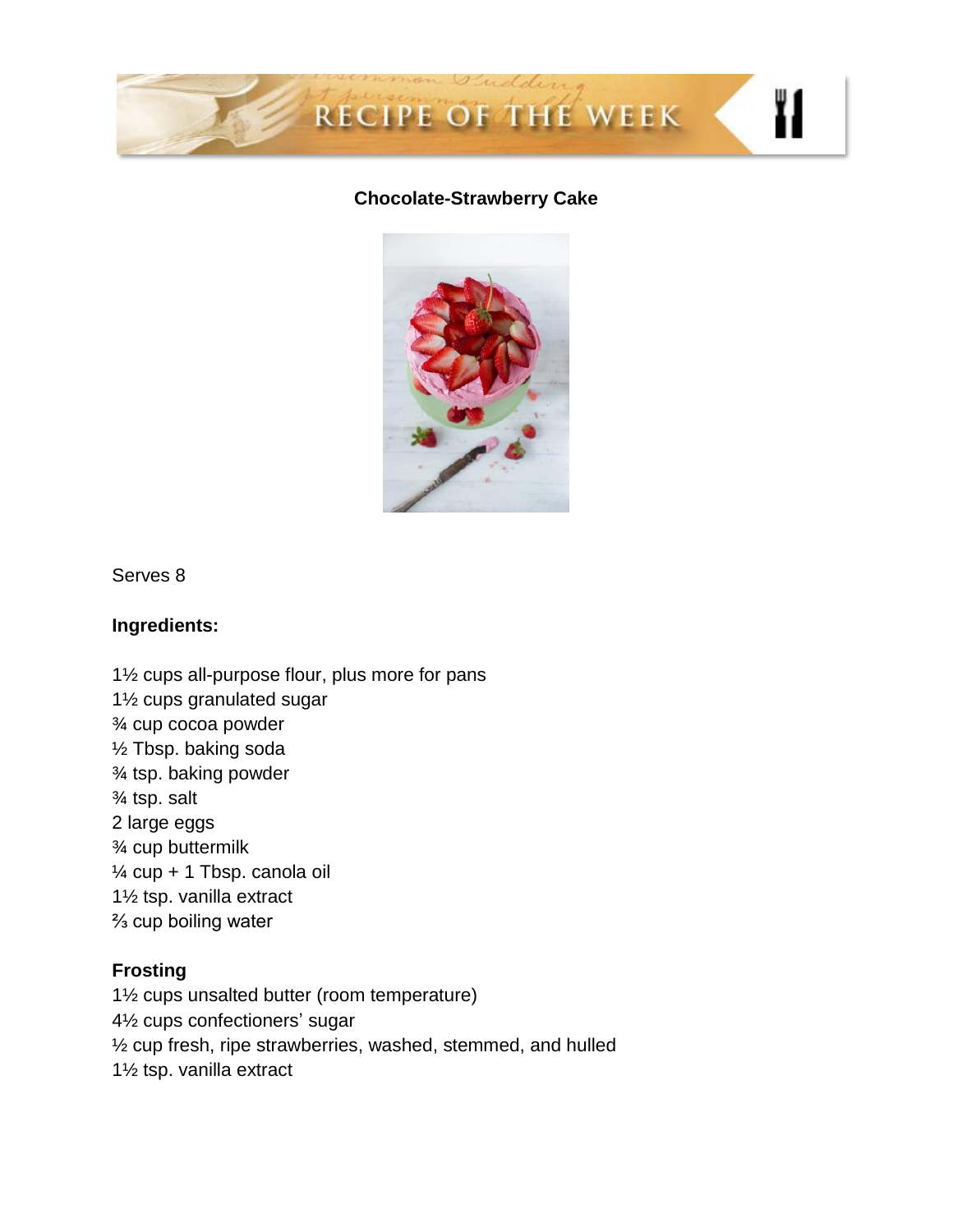# Chocolate-Strawberry Cake

Serves 8

**Ingredients:**

1½ cups all-purpose flour, plus more for pans
1½ cups granulated sugar
¾ cup cocoa powder
½ Tbsp. baking soda
¾ tsp. baking powder
¾ tsp. salt
2 large eggs
¾ cup buttermilk
¼ cup + 1 Tbsp. canola oil
1½ tsp. vanilla extract
⅔ cup boiling water

**Frosting**
1½ cups unsalted butter (room temperature)
4½ cups confectioners' sugar
½ cup fresh, ripe strawberries, washed, stemmed, and hulled
1½ tsp. vanilla extract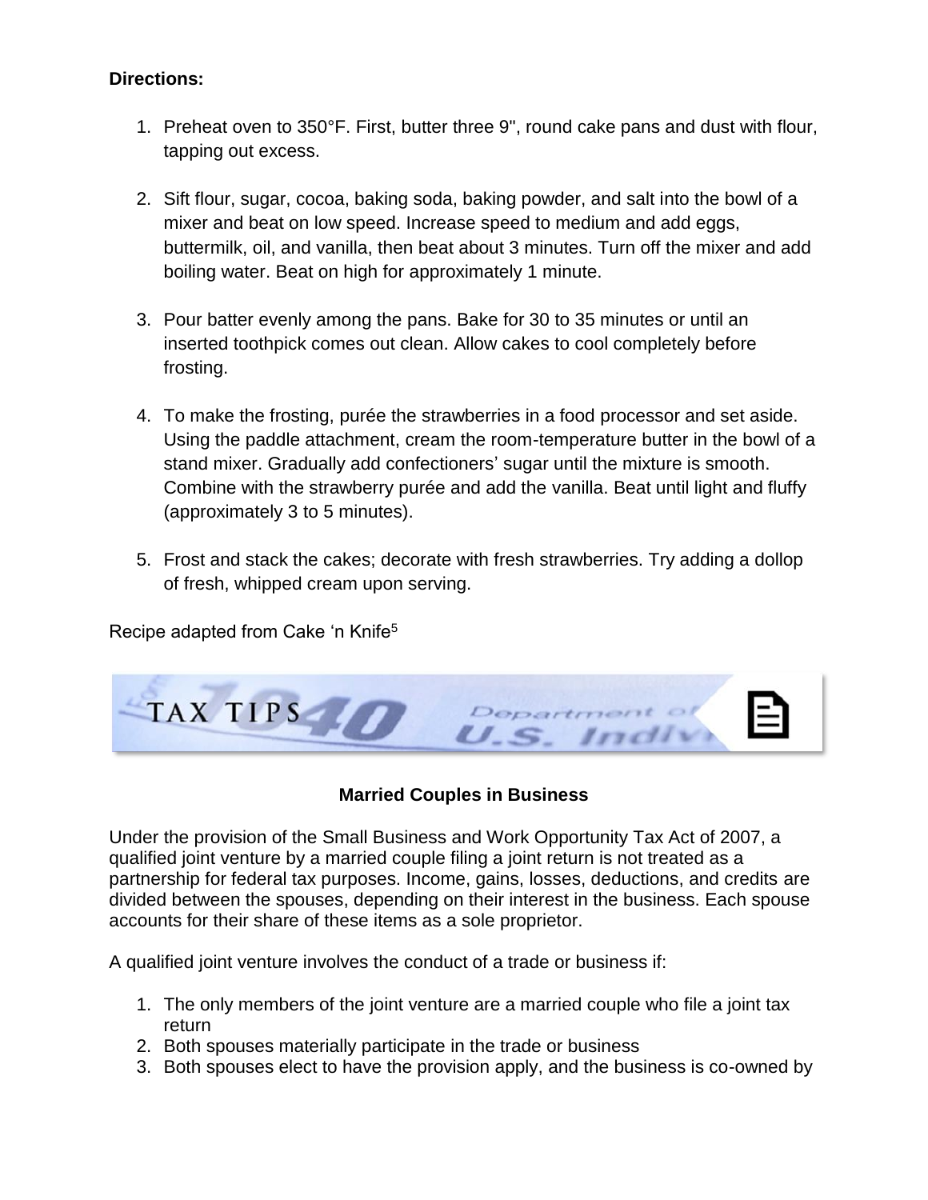**Directions:**

1. Preheat oven to 350°F. First, butter three 9", round cake pans and dust with flour, tapping out excess.

2. Sift flour, sugar, cocoa, baking soda, baking powder, and salt into the bowl of a mixer and beat on low speed. Increase speed to medium and add eggs, buttermilk, oil, and vanilla, then beat about 3 minutes. Turn off the mixer and add boiling water. Beat on high for approximately 1 minute.

3. Pour batter evenly among the pans. Bake for 30 to 35 minutes or until an inserted toothpick comes out clean. Allow cakes to cool completely before frosting.

4. To make the frosting, purée the strawberries in a food processor and set aside. Using the paddle attachment, cream the room-temperature butter in the bowl of a stand mixer. Gradually add confectioners' sugar until the mixture is smooth. Combine with the strawberry purée and add the vanilla. Beat until light and fluffy (approximately 3 to 5 minutes).

5. Frost and stack the cakes; decorate with fresh strawberries. Try adding a dollop of fresh, whipped cream upon serving.

Recipe adapted from Cake 'n Knife[5]

## TAX TIPS

### Married Couples in Business

Under the provision of the Small Business and Work Opportunity Tax Act of 2007, a qualified joint venture by a married couple filing a joint return is not treated as a partnership for federal tax purposes. Income, gains, losses, deductions, and credits are divided between the spouses, depending on their interest in the business. Each spouse accounts for their share of these items as a sole proprietor.

A qualified joint venture involves the conduct of a trade or business if:

1. The only members of the joint venture are a married couple who file a joint tax return
2. Both spouses materially participate in the trade or business
3. Both spouses elect to have the provision apply, and the business is co-owned by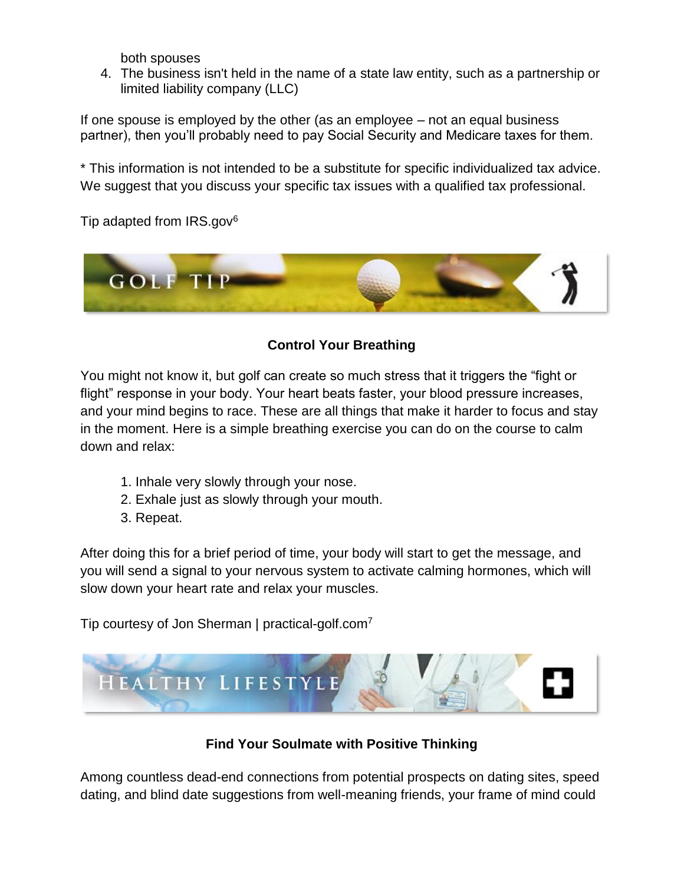both spouses

4. The business isn't held in the name of a state law entity, such as a partnership or limited liability company (LLC)

If one spouse is employed by the other (as an employee – not an equal business partner), then you'll probably need to pay Social Security and Medicare taxes for them.

* This information is not intended to be a substitute for specific individualized tax advice. We suggest that you discuss your specific tax issues with a qualified tax professional.

Tip adapted from IRS.gov[6]

## GOLF TIP

### Control Your Breathing

You might not know it, but golf can create so much stress that it triggers the "fight or flight" response in your body. Your heart beats faster, your blood pressure increases, and your mind begins to race. These are all things that make it harder to focus and stay in the moment. Here is a simple breathing exercise you can do on the course to calm down and relax:

1. Inhale very slowly through your nose.
2. Exhale just as slowly through your mouth.
3. Repeat.

After doing this for a brief period of time, your body will start to get the message, and you will send a signal to your nervous system to activate calming hormones, which will slow down your heart rate and relax your muscles.

Tip courtesy of Jon Sherman | practical-golf.com[7]

## HEALTHY LIFESTYLE

### Find Your Soulmate with Positive Thinking

Among countless dead-end connections from potential prospects on dating sites, speed dating, and blind date suggestions from well-meaning friends, your frame of mind could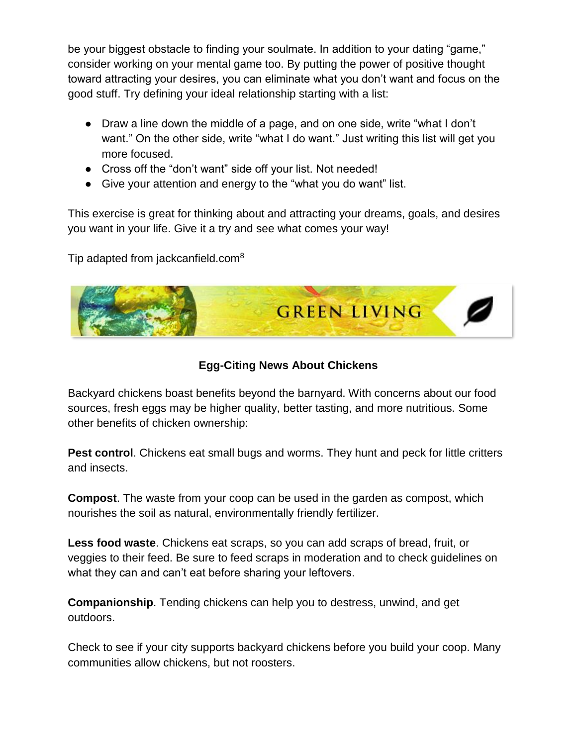be your biggest obstacle to finding your soulmate. In addition to your dating "game," consider working on your mental game too. By putting the power of positive thought toward attracting your desires, you can eliminate what you don't want and focus on the good stuff. Try defining your ideal relationship starting with a list:

- Draw a line down the middle of a page, and on one side, write "what I don't want." On the other side, write "what I do want." Just writing this list will get you more focused.
- Cross off the "don't want" side off your list. Not needed!
- Give your attention and energy to the "what you do want" list.

This exercise is great for thinking about and attracting your dreams, goals, and desires you want in your life. Give it a try and see what comes your way!

Tip adapted from jackcanfield.com[8]

## GREEN LIVING

### Egg-Citing News About Chickens

Backyard chickens boast benefits beyond the barnyard. With concerns about our food sources, fresh eggs may be higher quality, better tasting, and more nutritious. Some other benefits of chicken ownership:

**Pest control**. Chickens eat small bugs and worms. They hunt and peck for little critters and insects.

**Compost**. The waste from your coop can be used in the garden as compost, which nourishes the soil as natural, environmentally friendly fertilizer.

**Less food waste**. Chickens eat scraps, so you can add scraps of bread, fruit, or veggies to their feed. Be sure to feed scraps in moderation and to check guidelines on what they can and can't eat before sharing your leftovers.

**Companionship**. Tending chickens can help you to destress, unwind, and get outdoors.

Check to see if your city supports backyard chickens before you build your coop. Many communities allow chickens, but not roosters.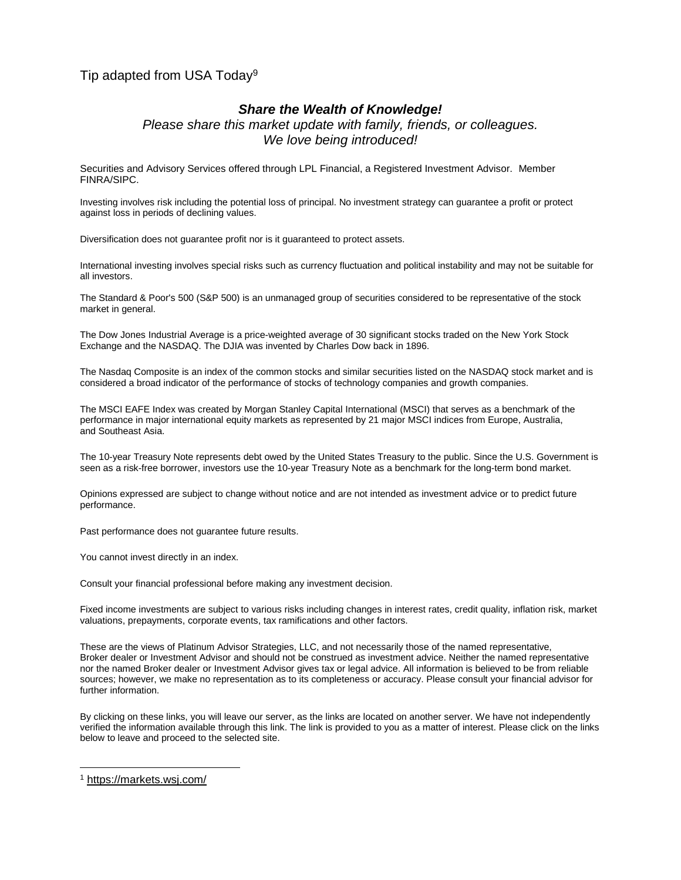Tip adapted from USA Today[9]

***Share the Wealth of Knowledge!***

*Please share this market update with family, friends, or colleagues.*
*We love being introduced!*

Securities and Advisory Services offered through LPL Financial, a Registered Investment Advisor. Member FINRA/SIPC.

Investing involves risk including the potential loss of principal. No investment strategy can guarantee a profit or protect against loss in periods of declining values.

Diversification does not guarantee profit nor is it guaranteed to protect assets.

International investing involves special risks such as currency fluctuation and political instability and may not be suitable for all investors.

The Standard & Poor's 500 (S&P 500) is an unmanaged group of securities considered to be representative of the stock market in general.

The Dow Jones Industrial Average is a price-weighted average of 30 significant stocks traded on the New York Stock Exchange and the NASDAQ. The DJIA was invented by Charles Dow back in 1896.

The Nasdaq Composite is an index of the common stocks and similar securities listed on the NASDAQ stock market and is considered a broad indicator of the performance of stocks of technology companies and growth companies.

The MSCI EAFE Index was created by Morgan Stanley Capital International (MSCI) that serves as a benchmark of the performance in major international equity markets as represented by 21 major MSCI indices from Europe, Australia, and Southeast Asia.

The 10-year Treasury Note represents debt owed by the United States Treasury to the public. Since the U.S. Government is seen as a risk-free borrower, investors use the 10-year Treasury Note as a benchmark for the long-term bond market.

Opinions expressed are subject to change without notice and are not intended as investment advice or to predict future performance.

Past performance does not guarantee future results.

You cannot invest directly in an index.

Consult your financial professional before making any investment decision.

Fixed income investments are subject to various risks including changes in interest rates, credit quality, inflation risk, market valuations, prepayments, corporate events, tax ramifications and other factors.

These are the views of Platinum Advisor Strategies, LLC, and not necessarily those of the named representative, Broker dealer or Investment Advisor and should not be construed as investment advice. Neither the named representative nor the named Broker dealer or Investment Advisor gives tax or legal advice. All information is believed to be from reliable sources; however, we make no representation as to its completeness or accuracy. Please consult your financial advisor for further information.

By clicking on these links, you will leave our server, as the links are located on another server. We have not independently verified the information available through this link. The link is provided to you as a matter of interest. Please click on the links below to leave and proceed to the selected site.

---

[1] https://markets.wsj.com/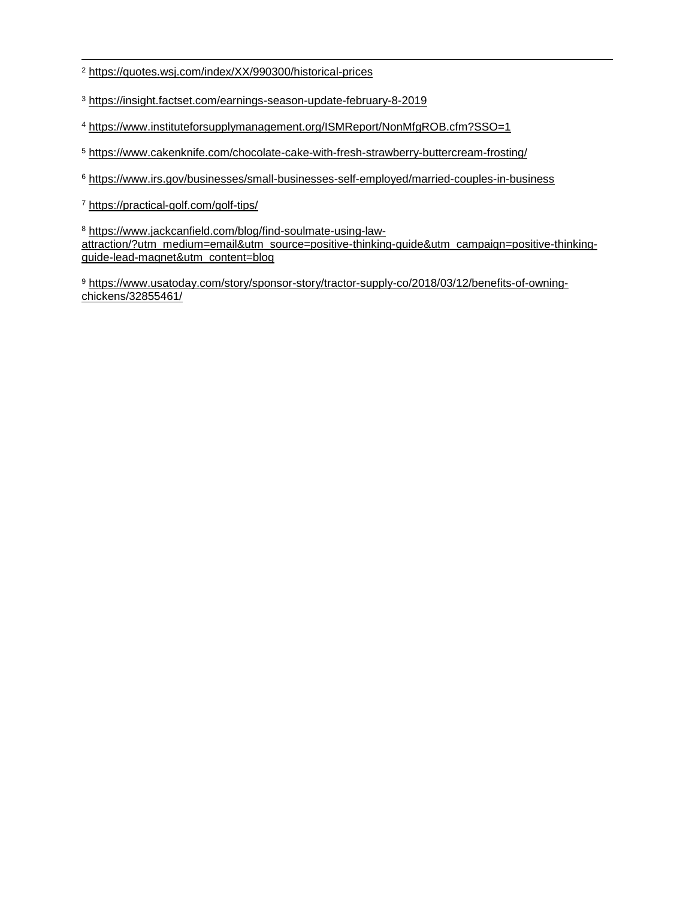[2] https://quotes.wsj.com/index/XX/990300/historical-prices

[3] https://insight.factset.com/earnings-season-update-february-8-2019

[4] https://www.instituteforsupplymanagement.org/ISMReport/NonMfgROB.cfm?SSO=1

[5] https://www.cakenknife.com/chocolate-cake-with-fresh-strawberry-buttercream-frosting/

[6] https://www.irs.gov/businesses/small-businesses-self-employed/married-couples-in-business

[7] https://practical-golf.com/golf-tips/

[8] https://www.jackcanfield.com/blog/find-soulmate-using-law-attraction/?utm_medium=email&utm_source=positive-thinking-guide&utm_campaign=positive-thinking-guide-lead-magnet&utm_content=blog

[9] https://www.usatoday.com/story/sponsor-story/tractor-supply-co/2018/03/12/benefits-of-owning-chickens/32855461/